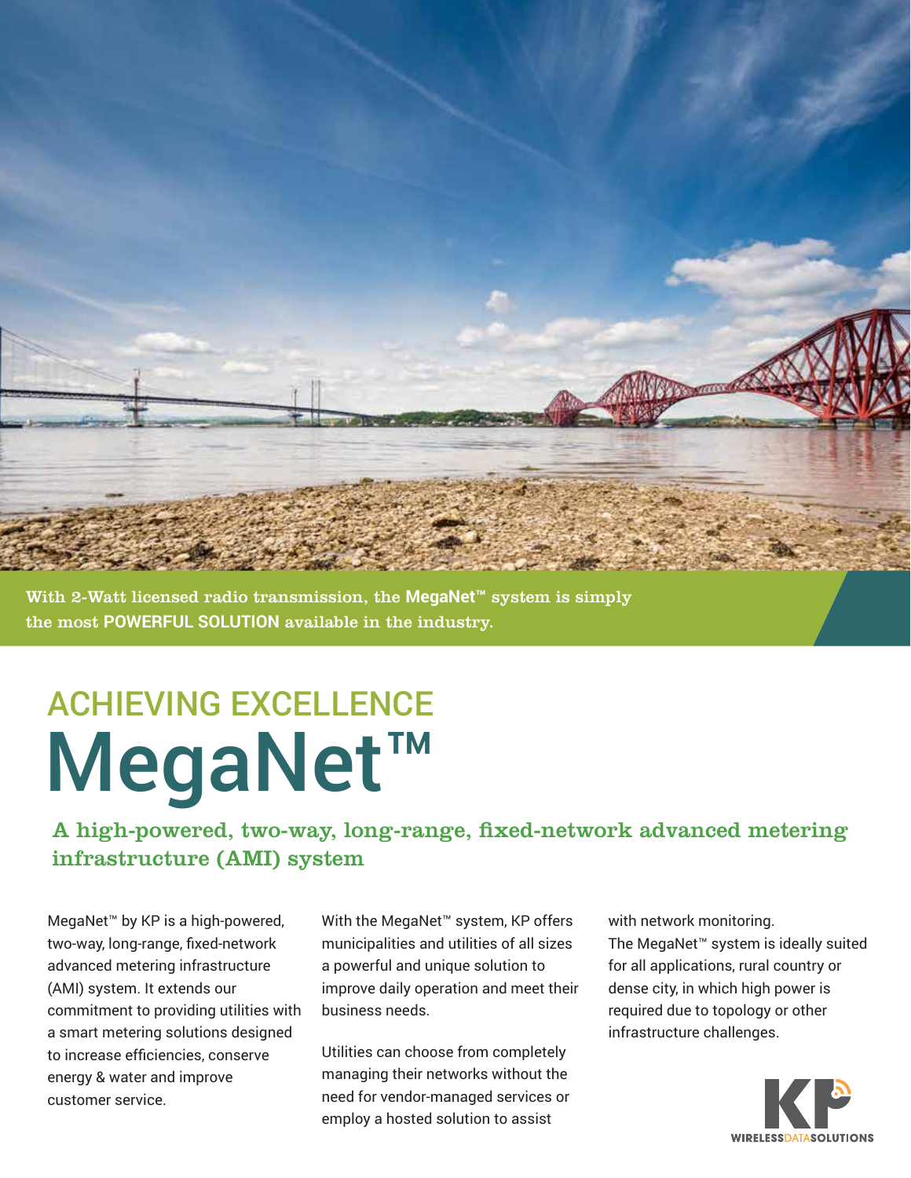With 2-Watt licensed radio transmission, the **MegaNet™** system is simply the most **POWERFUL SOLUTION** available in the industry.

## ACHIEVING EXCELLENCE

# MegaNet™

### A high-powered, two-way, long-range, fixed-network advanced metering infrastructure (AMI) system

MegaNet™ by KP is a high-powered, two-way, long-range, fixed-network advanced metering infrastructure (AMI) system. It extends our commitment to providing utilities with a smart metering solutions designed to increase efficiencies, conserve energy & water and improve customer service.

With the MegaNet™ system, KP offers municipalities and utilities of all sizes a powerful and unique solution to improve daily operation and meet their business needs.

Utilities can choose from completely managing their networks without the need for vendor-managed services or employ a hosted solution to assist with network monitoring.

The MegaNet™ system is ideally suited for all applications, rural country or dense city, in which high power is required due to topology or other infrastructure challenges.

KP WIRELESSDATASOLUTIONS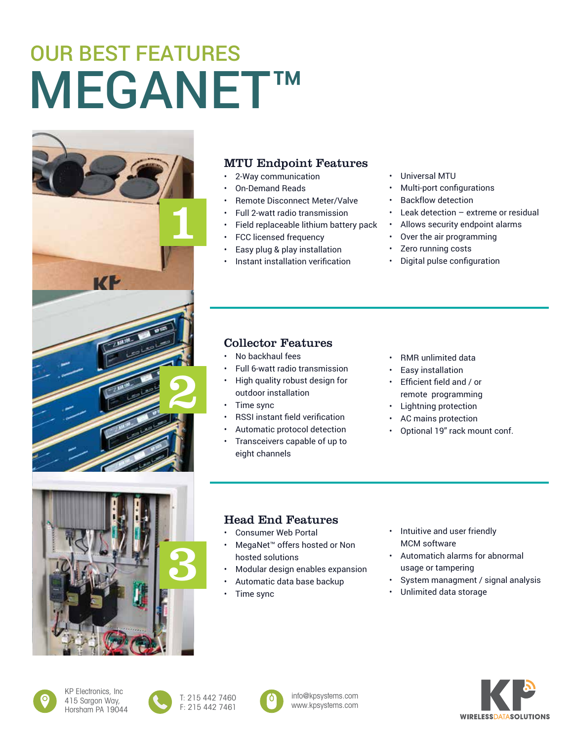OUR BEST FEATURES

# MEGANET™

1

## MTU Endpoint Features

- 2-Way communication
- On-Demand Reads
- Remote Disconnect Meter/Valve
- Full 2-watt radio transmission
- Field replaceable lithium battery pack
- FCC licensed frequency
- Easy plug & play installation
- Instant installation verification
- Universal MTU
- Multi-port configurations
- Backflow detection
- Leak detection – extreme or residual
- Allows security endpoint alarms
- Over the air programming
- Zero running costs
- Digital pulse configuration

2

## Collector Features

- No backhaul fees
- Full 6-watt radio transmission
- High quality robust design for outdoor installation
- Time sync
- RSSI instant field verification
- Automatic protocol detection
- Transceivers capable of up to eight channels
- RMR unlimited data
- Easy installation
- Efficient field and / or remote programming
- Lightning protection
- AC mains protection
- Optional 19" rack mount conf.

3

## Head End Features

- Consumer Web Portal
- MegaNet™ offers hosted or Non hosted solutions
- Modular design enables expansion
- Automatic data base backup
- Time sync
- Intuitive and user friendly MCM software
- Automatich alarms for abnormal usage or tampering
- System managment / signal analysis
- Unlimited data storage

KP Electronics, Inc
415 Sargon Way,
Horsham PA 19044

T: 215 442 7460
F: 215 442 7461

info@kpsystems.com
www.kpsystems.com

KP WIRELESSDATASOLUTIONS